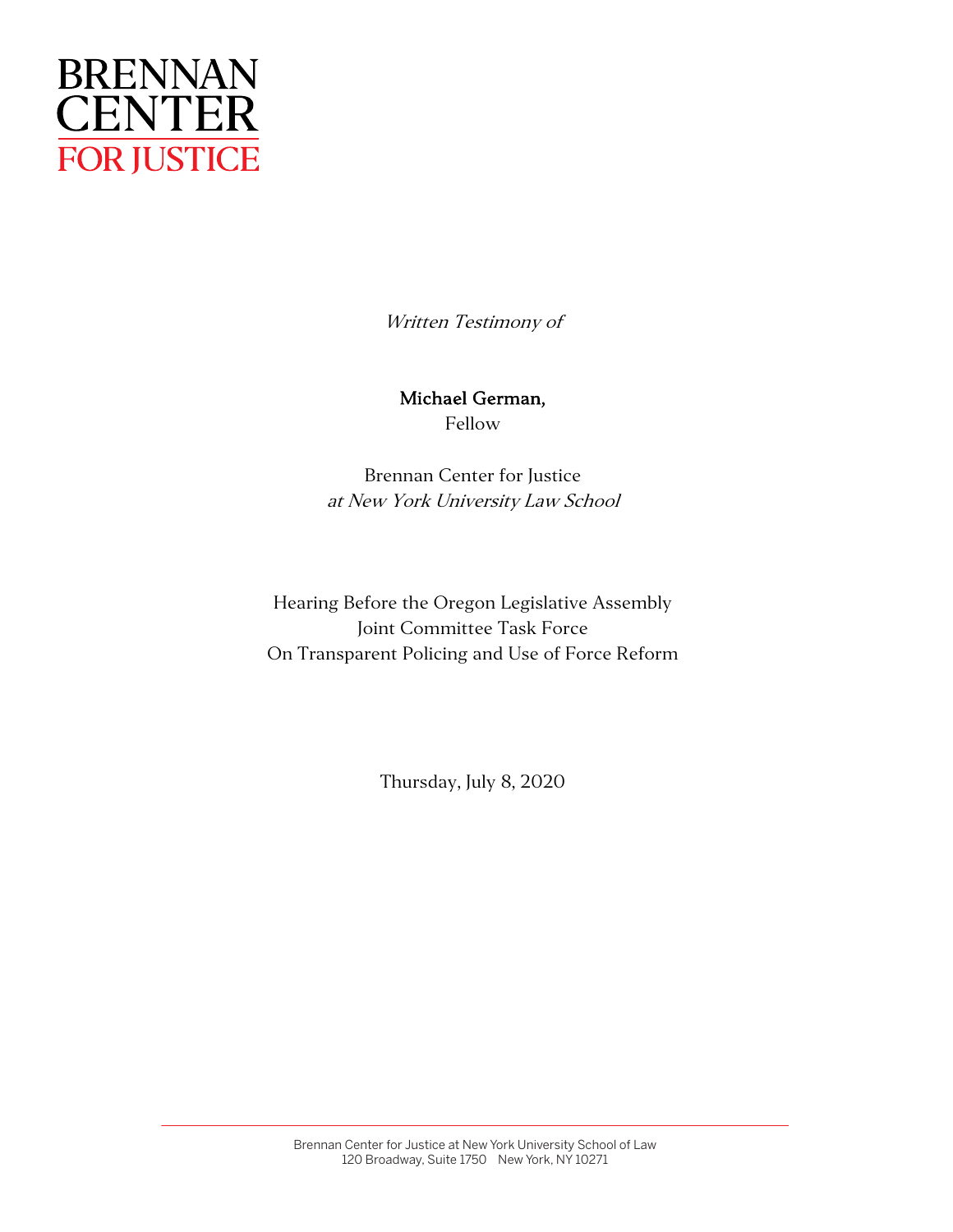BRENNAN CENTER FOR JUSTICE

*Written Testimony of*

**Michael German,**
Fellow

Brennan Center for Justice
*at New York University Law School*

Hearing Before the Oregon Legislative Assembly
Joint Committee Task Force
On Transparent Policing and Use of Force Reform

Thursday, July 8, 2020

Brennan Center for Justice at New York University School of Law
120 Broadway, Suite 1750 New York, NY 10271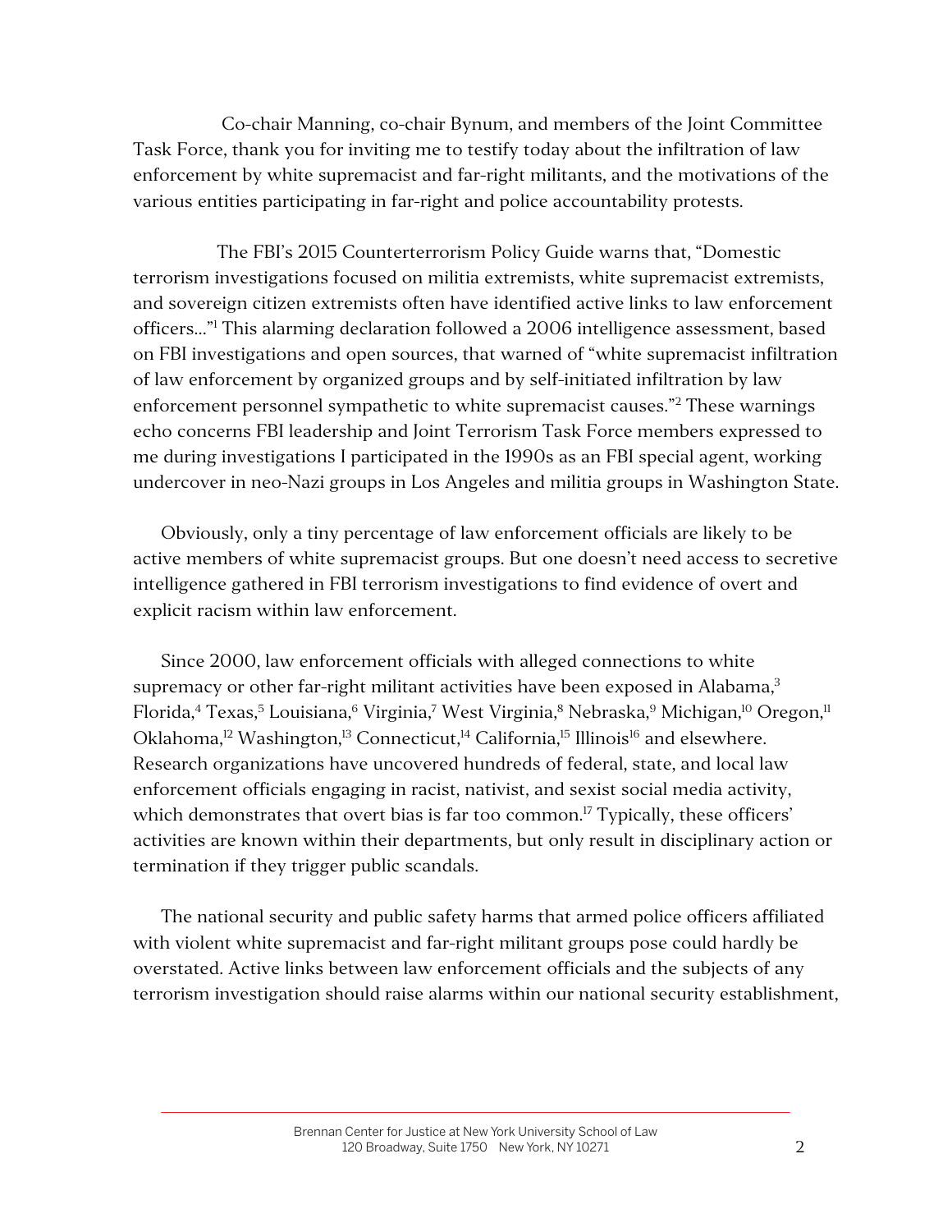Co-chair Manning, co-chair Bynum, and members of the Joint Committee Task Force, thank you for inviting me to testify today about the infiltration of law enforcement by white supremacist and far-right militants, and the motivations of the various entities participating in far-right and police accountability protests.

The FBI's 2015 Counterterrorism Policy Guide warns that, "Domestic terrorism investigations focused on militia extremists, white supremacist extremists, and sovereign citizen extremists often have identified active links to law enforcement officers..."[1] This alarming declaration followed a 2006 intelligence assessment, based on FBI investigations and open sources, that warned of "white supremacist infiltration of law enforcement by organized groups and by self-initiated infiltration by law enforcement personnel sympathetic to white supremacist causes."[2] These warnings echo concerns FBI leadership and Joint Terrorism Task Force members expressed to me during investigations I participated in the 1990s as an FBI special agent, working undercover in neo-Nazi groups in Los Angeles and militia groups in Washington State.

Obviously, only a tiny percentage of law enforcement officials are likely to be active members of white supremacist groups. But one doesn't need access to secretive intelligence gathered in FBI terrorism investigations to find evidence of overt and explicit racism within law enforcement.

Since 2000, law enforcement officials with alleged connections to white supremacy or other far-right militant activities have been exposed in Alabama,[3] Florida,[4] Texas,[5] Louisiana,[6] Virginia,[7] West Virginia,[8] Nebraska,[9] Michigan,[10] Oregon,[11] Oklahoma,[12] Washington,[13] Connecticut,[14] California,[15] Illinois[16] and elsewhere. Research organizations have uncovered hundreds of federal, state, and local law enforcement officials engaging in racist, nativist, and sexist social media activity, which demonstrates that overt bias is far too common.[17] Typically, these officers' activities are known within their departments, but only result in disciplinary action or termination if they trigger public scandals.

The national security and public safety harms that armed police officers affiliated with violent white supremacist and far-right militant groups pose could hardly be overstated. Active links between law enforcement officials and the subjects of any terrorism investigation should raise alarms within our national security establishment,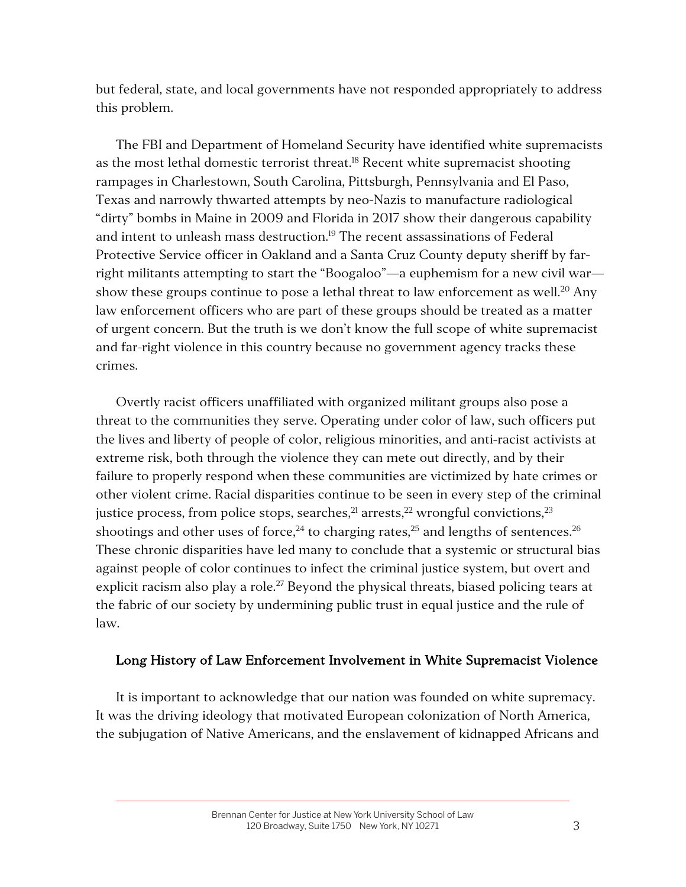but federal, state, and local governments have not responded appropriately to address this problem.

The FBI and Department of Homeland Security have identified white supremacists as the most lethal domestic terrorist threat.[18] Recent white supremacist shooting rampages in Charlestown, South Carolina, Pittsburgh, Pennsylvania and El Paso, Texas and narrowly thwarted attempts by neo-Nazis to manufacture radiological "dirty" bombs in Maine in 2009 and Florida in 2017 show their dangerous capability and intent to unleash mass destruction.[19] The recent assassinations of Federal Protective Service officer in Oakland and a Santa Cruz County deputy sheriff by far-right militants attempting to start the "Boogaloo"—a euphemism for a new civil war—show these groups continue to pose a lethal threat to law enforcement as well.[20] Any law enforcement officers who are part of these groups should be treated as a matter of urgent concern. But the truth is we don't know the full scope of white supremacist and far-right violence in this country because no government agency tracks these crimes.

Overtly racist officers unaffiliated with organized militant groups also pose a threat to the communities they serve. Operating under color of law, such officers put the lives and liberty of people of color, religious minorities, and anti-racist activists at extreme risk, both through the violence they can mete out directly, and by their failure to properly respond when these communities are victimized by hate crimes or other violent crime. Racial disparities continue to be seen in every step of the criminal justice process, from police stops, searches,[21] arrests,[22] wrongful convictions,[23] shootings and other uses of force,[24] to charging rates,[25] and lengths of sentences.[26] These chronic disparities have led many to conclude that a systemic or structural bias against people of color continues to infect the criminal justice system, but overt and explicit racism also play a role.[27] Beyond the physical threats, biased policing tears at the fabric of our society by undermining public trust in equal justice and the rule of law.

## Long History of Law Enforcement Involvement in White Supremacist Violence

It is important to acknowledge that our nation was founded on white supremacy. It was the driving ideology that motivated European colonization of North America, the subjugation of Native Americans, and the enslavement of kidnapped Africans and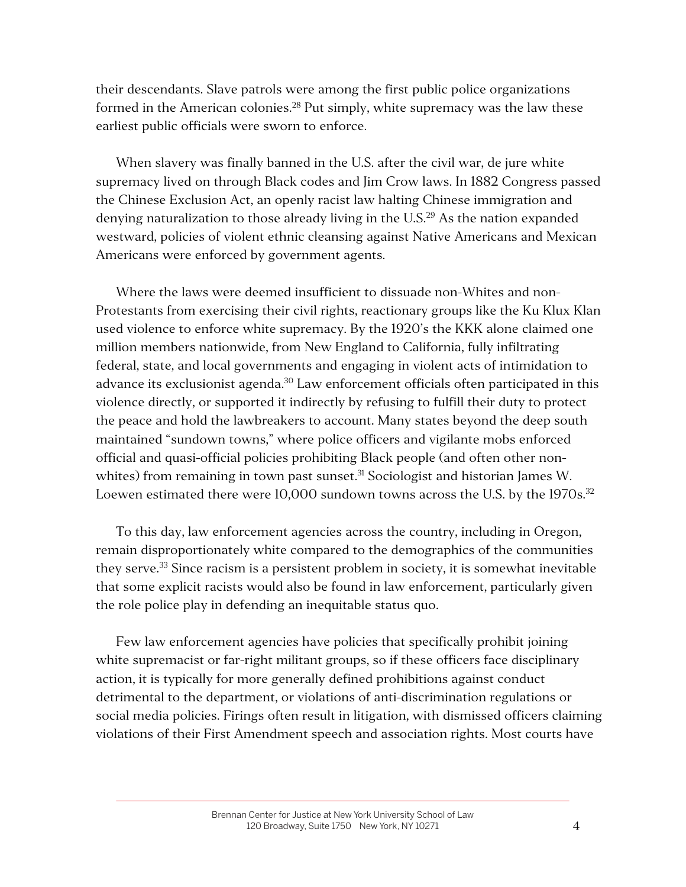their descendants. Slave patrols were among the first public police organizations formed in the American colonies.[28] Put simply, white supremacy was the law these earliest public officials were sworn to enforce.

When slavery was finally banned in the U.S. after the civil war, de jure white supremacy lived on through Black codes and Jim Crow laws. In 1882 Congress passed the Chinese Exclusion Act, an openly racist law halting Chinese immigration and denying naturalization to those already living in the U.S.[29] As the nation expanded westward, policies of violent ethnic cleansing against Native Americans and Mexican Americans were enforced by government agents.

Where the laws were deemed insufficient to dissuade non-Whites and non-Protestants from exercising their civil rights, reactionary groups like the Ku Klux Klan used violence to enforce white supremacy. By the 1920's the KKK alone claimed one million members nationwide, from New England to California, fully infiltrating federal, state, and local governments and engaging in violent acts of intimidation to advance its exclusionist agenda.[30] Law enforcement officials often participated in this violence directly, or supported it indirectly by refusing to fulfill their duty to protect the peace and hold the lawbreakers to account. Many states beyond the deep south maintained "sundown towns," where police officers and vigilante mobs enforced official and quasi-official policies prohibiting Black people (and often other non-whites) from remaining in town past sunset.[31] Sociologist and historian James W. Loewen estimated there were 10,000 sundown towns across the U.S. by the 1970s.[32]

To this day, law enforcement agencies across the country, including in Oregon, remain disproportionately white compared to the demographics of the communities they serve.[33] Since racism is a persistent problem in society, it is somewhat inevitable that some explicit racists would also be found in law enforcement, particularly given the role police play in defending an inequitable status quo.

Few law enforcement agencies have policies that specifically prohibit joining white supremacist or far-right militant groups, so if these officers face disciplinary action, it is typically for more generally defined prohibitions against conduct detrimental to the department, or violations of anti-discrimination regulations or social media policies. Firings often result in litigation, with dismissed officers claiming violations of their First Amendment speech and association rights. Most courts have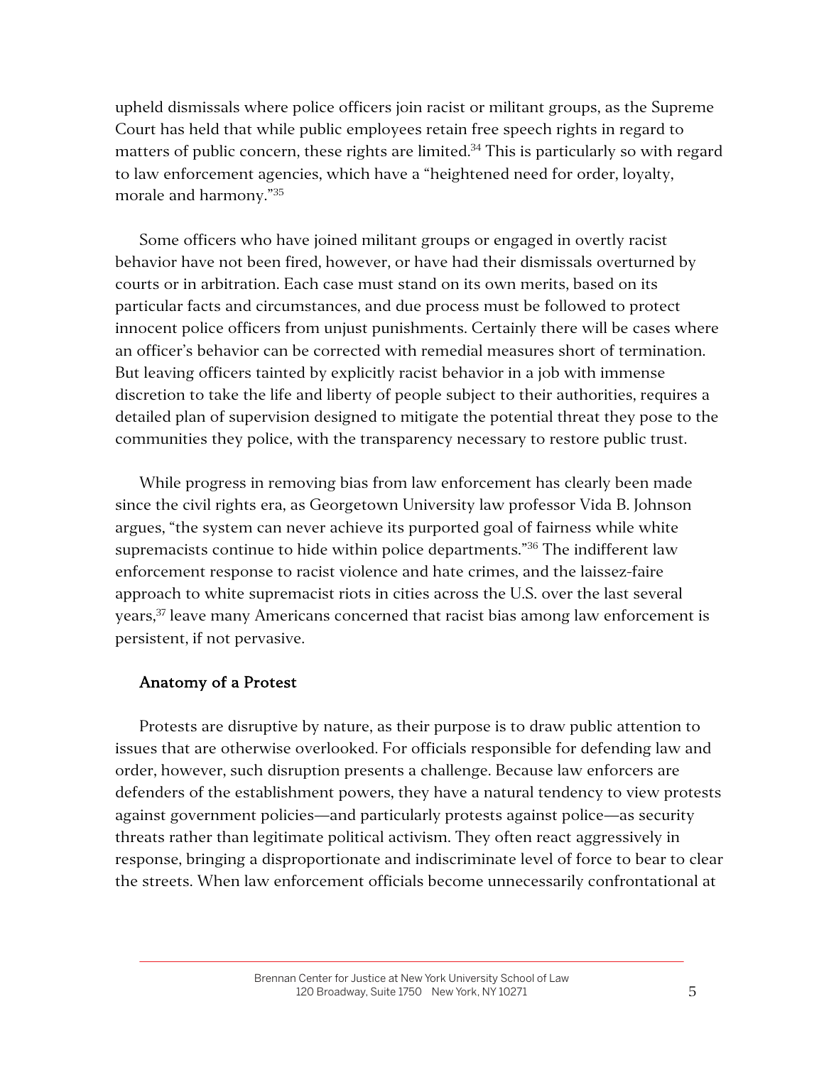upheld dismissals where police officers join racist or militant groups, as the Supreme Court has held that while public employees retain free speech rights in regard to matters of public concern, these rights are limited.[34] This is particularly so with regard to law enforcement agencies, which have a "heightened need for order, loyalty, morale and harmony."[35]

Some officers who have joined militant groups or engaged in overtly racist behavior have not been fired, however, or have had their dismissals overturned by courts or in arbitration. Each case must stand on its own merits, based on its particular facts and circumstances, and due process must be followed to protect innocent police officers from unjust punishments. Certainly there will be cases where an officer's behavior can be corrected with remedial measures short of termination. But leaving officers tainted by explicitly racist behavior in a job with immense discretion to take the life and liberty of people subject to their authorities, requires a detailed plan of supervision designed to mitigate the potential threat they pose to the communities they police, with the transparency necessary to restore public trust.

While progress in removing bias from law enforcement has clearly been made since the civil rights era, as Georgetown University law professor Vida B. Johnson argues, "the system can never achieve its purported goal of fairness while white supremacists continue to hide within police departments."[36] The indifferent law enforcement response to racist violence and hate crimes, and the laissez-faire approach to white supremacist riots in cities across the U.S. over the last several years,[37] leave many Americans concerned that racist bias among law enforcement is persistent, if not pervasive.

## Anatomy of a Protest

Protests are disruptive by nature, as their purpose is to draw public attention to issues that are otherwise overlooked. For officials responsible for defending law and order, however, such disruption presents a challenge. Because law enforcers are defenders of the establishment powers, they have a natural tendency to view protests against government policies—and particularly protests against police—as security threats rather than legitimate political activism. They often react aggressively in response, bringing a disproportionate and indiscriminate level of force to bear to clear the streets. When law enforcement officials become unnecessarily confrontational at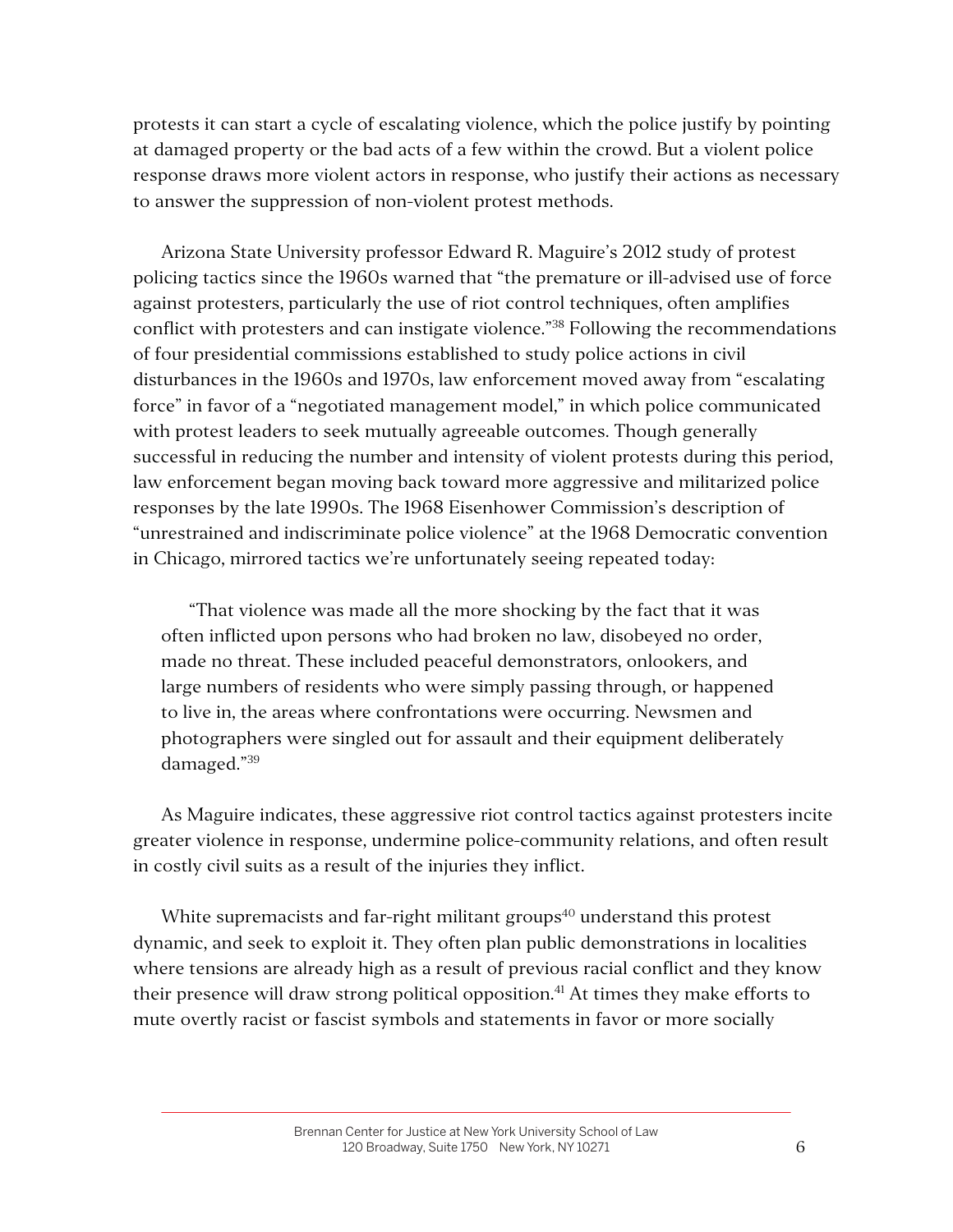protests it can start a cycle of escalating violence, which the police justify by pointing at damaged property or the bad acts of a few within the crowd. But a violent police response draws more violent actors in response, who justify their actions as necessary to answer the suppression of non-violent protest methods.

Arizona State University professor Edward R. Maguire's 2012 study of protest policing tactics since the 1960s warned that "the premature or ill-advised use of force against protesters, particularly the use of riot control techniques, often amplifies conflict with protesters and can instigate violence."[38] Following the recommendations of four presidential commissions established to study police actions in civil disturbances in the 1960s and 1970s, law enforcement moved away from "escalating force" in favor of a "negotiated management model," in which police communicated with protest leaders to seek mutually agreeable outcomes. Though generally successful in reducing the number and intensity of violent protests during this period, law enforcement began moving back toward more aggressive and militarized police responses by the late 1990s. The 1968 Eisenhower Commission's description of "unrestrained and indiscriminate police violence" at the 1968 Democratic convention in Chicago, mirrored tactics we're unfortunately seeing repeated today:

> "That violence was made all the more shocking by the fact that it was often inflicted upon persons who had broken no law, disobeyed no order, made no threat. These included peaceful demonstrators, onlookers, and large numbers of residents who were simply passing through, or happened to live in, the areas where confrontations were occurring. Newsmen and photographers were singled out for assault and their equipment deliberately damaged."[39]

As Maguire indicates, these aggressive riot control tactics against protesters incite greater violence in response, undermine police-community relations, and often result in costly civil suits as a result of the injuries they inflict.

White supremacists and far-right militant groups[40] understand this protest dynamic, and seek to exploit it. They often plan public demonstrations in localities where tensions are already high as a result of previous racial conflict and they know their presence will draw strong political opposition.[41] At times they make efforts to mute overtly racist or fascist symbols and statements in favor or more socially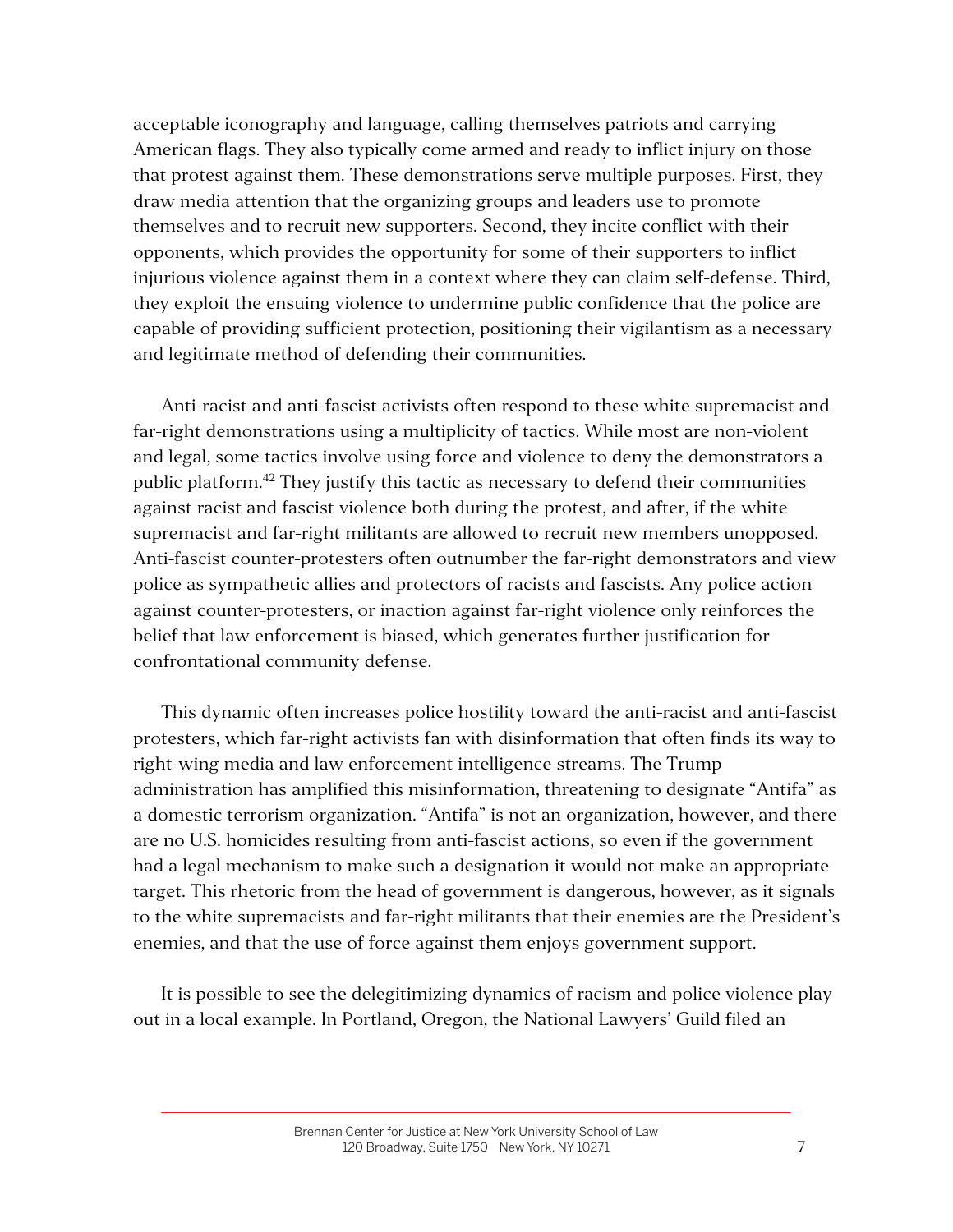acceptable iconography and language, calling themselves patriots and carrying American flags. They also typically come armed and ready to inflict injury on those that protest against them. These demonstrations serve multiple purposes. First, they draw media attention that the organizing groups and leaders use to promote themselves and to recruit new supporters. Second, they incite conflict with their opponents, which provides the opportunity for some of their supporters to inflict injurious violence against them in a context where they can claim self-defense. Third, they exploit the ensuing violence to undermine public confidence that the police are capable of providing sufficient protection, positioning their vigilantism as a necessary and legitimate method of defending their communities.

Anti-racist and anti-fascist activists often respond to these white supremacist and far-right demonstrations using a multiplicity of tactics. While most are non-violent and legal, some tactics involve using force and violence to deny the demonstrators a public platform.[42] They justify this tactic as necessary to defend their communities against racist and fascist violence both during the protest, and after, if the white supremacist and far-right militants are allowed to recruit new members unopposed. Anti-fascist counter-protesters often outnumber the far-right demonstrators and view police as sympathetic allies and protectors of racists and fascists. Any police action against counter-protesters, or inaction against far-right violence only reinforces the belief that law enforcement is biased, which generates further justification for confrontational community defense.

This dynamic often increases police hostility toward the anti-racist and anti-fascist protesters, which far-right activists fan with disinformation that often finds its way to right-wing media and law enforcement intelligence streams. The Trump administration has amplified this misinformation, threatening to designate "Antifa" as a domestic terrorism organization. "Antifa" is not an organization, however, and there are no U.S. homicides resulting from anti-fascist actions, so even if the government had a legal mechanism to make such a designation it would not make an appropriate target. This rhetoric from the head of government is dangerous, however, as it signals to the white supremacists and far-right militants that their enemies are the President's enemies, and that the use of force against them enjoys government support.

It is possible to see the delegitimizing dynamics of racism and police violence play out in a local example. In Portland, Oregon, the National Lawyers' Guild filed an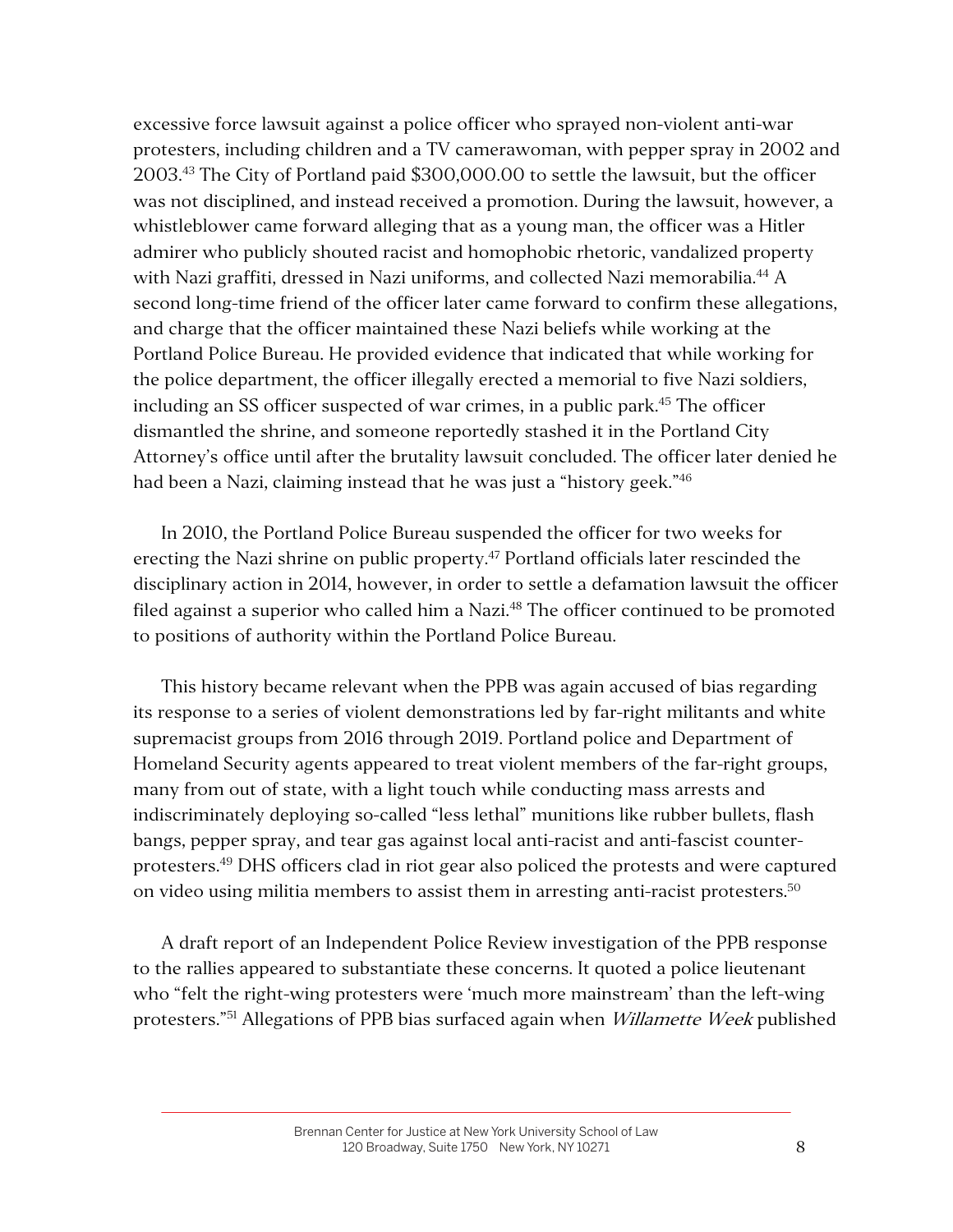excessive force lawsuit against a police officer who sprayed non-violent anti-war protesters, including children and a TV camerawoman, with pepper spray in 2002 and 2003.[43] The City of Portland paid $300,000.00 to settle the lawsuit, but the officer was not disciplined, and instead received a promotion. During the lawsuit, however, a whistleblower came forward alleging that as a young man, the officer was a Hitler admirer who publicly shouted racist and homophobic rhetoric, vandalized property with Nazi graffiti, dressed in Nazi uniforms, and collected Nazi memorabilia.[44] A second long-time friend of the officer later came forward to confirm these allegations, and charge that the officer maintained these Nazi beliefs while working at the Portland Police Bureau. He provided evidence that indicated that while working for the police department, the officer illegally erected a memorial to five Nazi soldiers, including an SS officer suspected of war crimes, in a public park.[45] The officer dismantled the shrine, and someone reportedly stashed it in the Portland City Attorney's office until after the brutality lawsuit concluded. The officer later denied he had been a Nazi, claiming instead that he was just a "history geek."[46]

In 2010, the Portland Police Bureau suspended the officer for two weeks for erecting the Nazi shrine on public property.[47] Portland officials later rescinded the disciplinary action in 2014, however, in order to settle a defamation lawsuit the officer filed against a superior who called him a Nazi.[48] The officer continued to be promoted to positions of authority within the Portland Police Bureau.

This history became relevant when the PPB was again accused of bias regarding its response to a series of violent demonstrations led by far-right militants and white supremacist groups from 2016 through 2019. Portland police and Department of Homeland Security agents appeared to treat violent members of the far-right groups, many from out of state, with a light touch while conducting mass arrests and indiscriminately deploying so-called "less lethal" munitions like rubber bullets, flash bangs, pepper spray, and tear gas against local anti-racist and anti-fascist counter-protesters.[49] DHS officers clad in riot gear also policed the protests and were captured on video using militia members to assist them in arresting anti-racist protesters.[50]

A draft report of an Independent Police Review investigation of the PPB response to the rallies appeared to substantiate these concerns. It quoted a police lieutenant who "felt the right-wing protesters were 'much more mainstream' than the left-wing protesters."[51] Allegations of PPB bias surfaced again when *Willamette Week* published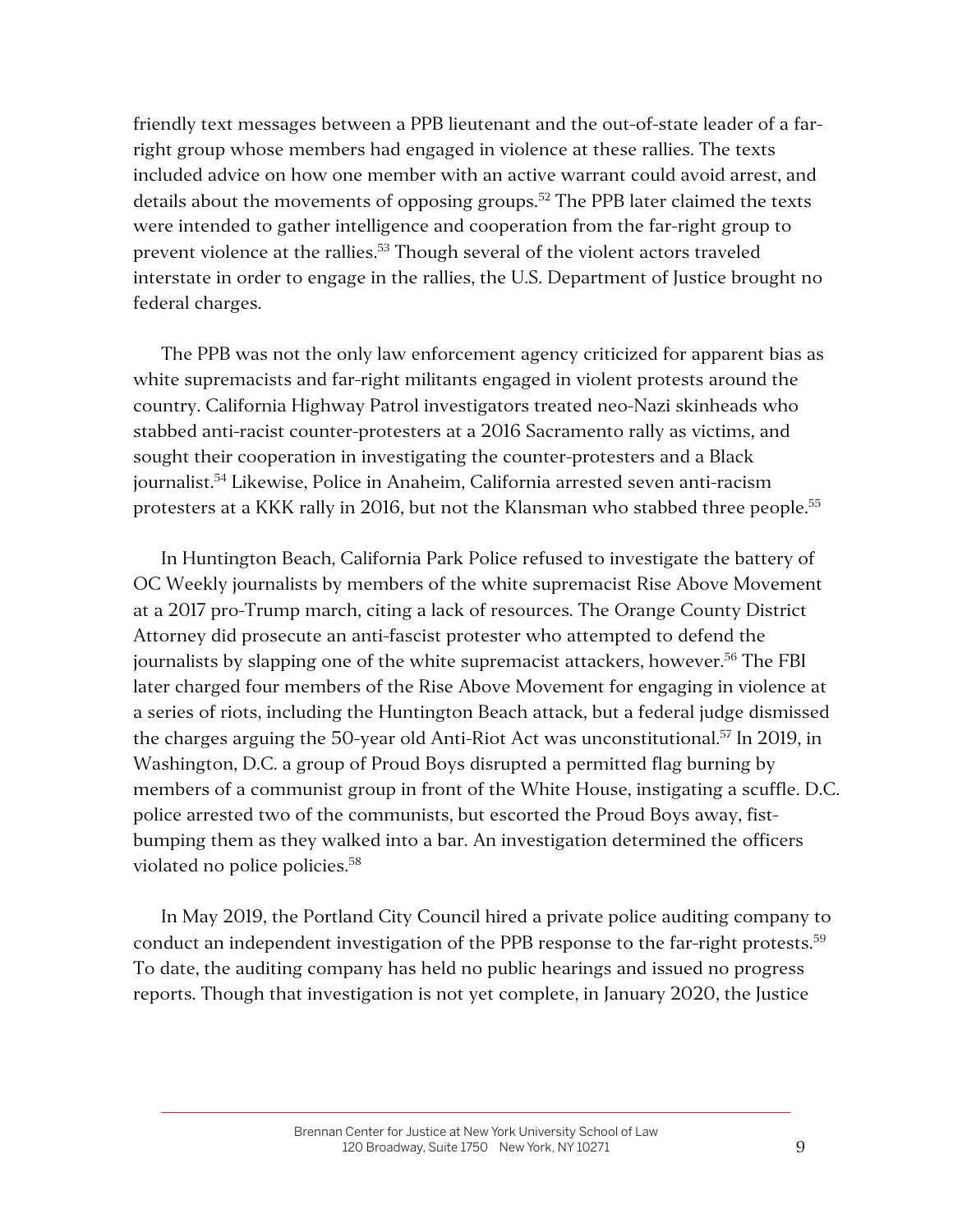friendly text messages between a PPB lieutenant and the out-of-state leader of a far-right group whose members had engaged in violence at these rallies. The texts included advice on how one member with an active warrant could avoid arrest, and details about the movements of opposing groups.[52] The PPB later claimed the texts were intended to gather intelligence and cooperation from the far-right group to prevent violence at the rallies.[53] Though several of the violent actors traveled interstate in order to engage in the rallies, the U.S. Department of Justice brought no federal charges.

The PPB was not the only law enforcement agency criticized for apparent bias as white supremacists and far-right militants engaged in violent protests around the country. California Highway Patrol investigators treated neo-Nazi skinheads who stabbed anti-racist counter-protesters at a 2016 Sacramento rally as victims, and sought their cooperation in investigating the counter-protesters and a Black journalist.[54] Likewise, Police in Anaheim, California arrested seven anti-racism protesters at a KKK rally in 2016, but not the Klansman who stabbed three people.[55]

In Huntington Beach, California Park Police refused to investigate the battery of OC Weekly journalists by members of the white supremacist Rise Above Movement at a 2017 pro-Trump march, citing a lack of resources. The Orange County District Attorney did prosecute an anti-fascist protester who attempted to defend the journalists by slapping one of the white supremacist attackers, however.[56] The FBI later charged four members of the Rise Above Movement for engaging in violence at a series of riots, including the Huntington Beach attack, but a federal judge dismissed the charges arguing the 50-year old Anti-Riot Act was unconstitutional.[57] In 2019, in Washington, D.C. a group of Proud Boys disrupted a permitted flag burning by members of a communist group in front of the White House, instigating a scuffle. D.C. police arrested two of the communists, but escorted the Proud Boys away, fist-bumping them as they walked into a bar. An investigation determined the officers violated no police policies.[58]

In May 2019, the Portland City Council hired a private police auditing company to conduct an independent investigation of the PPB response to the far-right protests.[59] To date, the auditing company has held no public hearings and issued no progress reports. Though that investigation is not yet complete, in January 2020, the Justice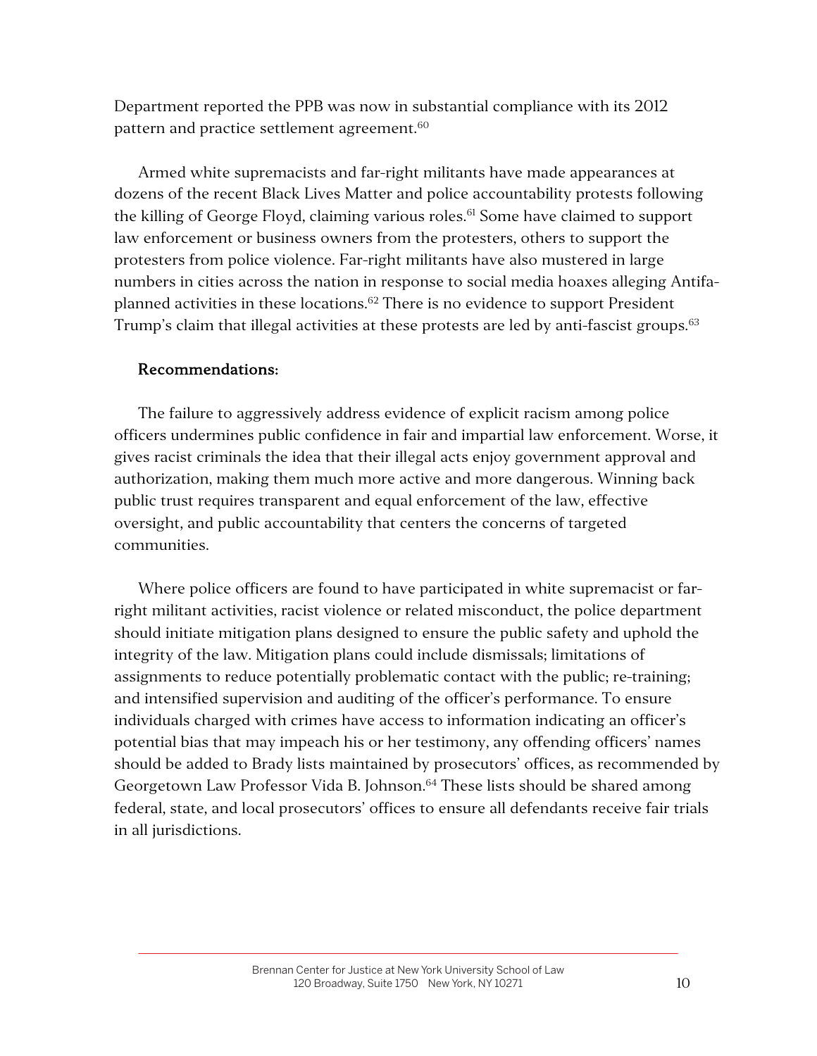Department reported the PPB was now in substantial compliance with its 2012 pattern and practice settlement agreement.[60]

Armed white supremacists and far-right militants have made appearances at dozens of the recent Black Lives Matter and police accountability protests following the killing of George Floyd, claiming various roles.[61] Some have claimed to support law enforcement or business owners from the protesters, others to support the protesters from police violence. Far-right militants have also mustered in large numbers in cities across the nation in response to social media hoaxes alleging Antifa-planned activities in these locations.[62] There is no evidence to support President Trump's claim that illegal activities at these protests are led by anti-fascist groups.[63]

**Recommendations:**

The failure to aggressively address evidence of explicit racism among police officers undermines public confidence in fair and impartial law enforcement. Worse, it gives racist criminals the idea that their illegal acts enjoy government approval and authorization, making them much more active and more dangerous. Winning back public trust requires transparent and equal enforcement of the law, effective oversight, and public accountability that centers the concerns of targeted communities.

Where police officers are found to have participated in white supremacist or far-right militant activities, racist violence or related misconduct, the police department should initiate mitigation plans designed to ensure the public safety and uphold the integrity of the law. Mitigation plans could include dismissals; limitations of assignments to reduce potentially problematic contact with the public; re-training; and intensified supervision and auditing of the officer's performance. To ensure individuals charged with crimes have access to information indicating an officer's potential bias that may impeach his or her testimony, any offending officers' names should be added to Brady lists maintained by prosecutors' offices, as recommended by Georgetown Law Professor Vida B. Johnson.[64] These lists should be shared among federal, state, and local prosecutors' offices to ensure all defendants receive fair trials in all jurisdictions.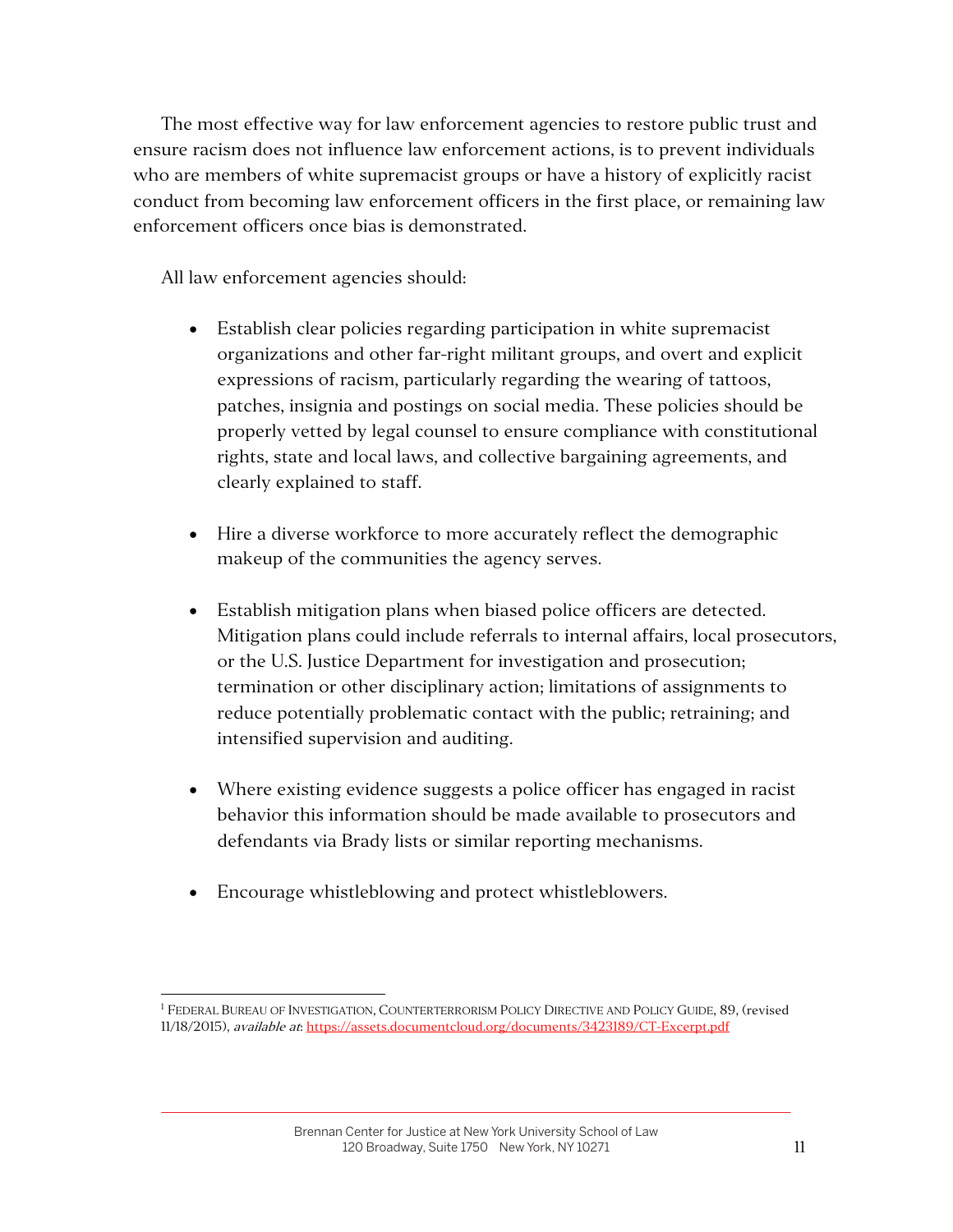The most effective way for law enforcement agencies to restore public trust and ensure racism does not influence law enforcement actions, is to prevent individuals who are members of white supremacist groups or have a history of explicitly racist conduct from becoming law enforcement officers in the first place, or remaining law enforcement officers once bias is demonstrated.

All law enforcement agencies should:

- Establish clear policies regarding participation in white supremacist organizations and other far-right militant groups, and overt and explicit expressions of racism, particularly regarding the wearing of tattoos, patches, insignia and postings on social media. These policies should be properly vetted by legal counsel to ensure compliance with constitutional rights, state and local laws, and collective bargaining agreements, and clearly explained to staff.

- Hire a diverse workforce to more accurately reflect the demographic makeup of the communities the agency serves.

- Establish mitigation plans when biased police officers are detected. Mitigation plans could include referrals to internal affairs, local prosecutors, or the U.S. Justice Department for investigation and prosecution; termination or other disciplinary action; limitations of assignments to reduce potentially problematic contact with the public; retraining; and intensified supervision and auditing.

- Where existing evidence suggests a police officer has engaged in racist behavior this information should be made available to prosecutors and defendants via Brady lists or similar reporting mechanisms.

- Encourage whistleblowing and protect whistleblowers.

---

[1] FEDERAL BUREAU OF INVESTIGATION, COUNTERTERRORISM POLICY DIRECTIVE AND POLICY GUIDE, 89, (revised 11/18/2015), *available at*: https://assets.documentcloud.org/documents/3423189/CT-Excerpt.pdf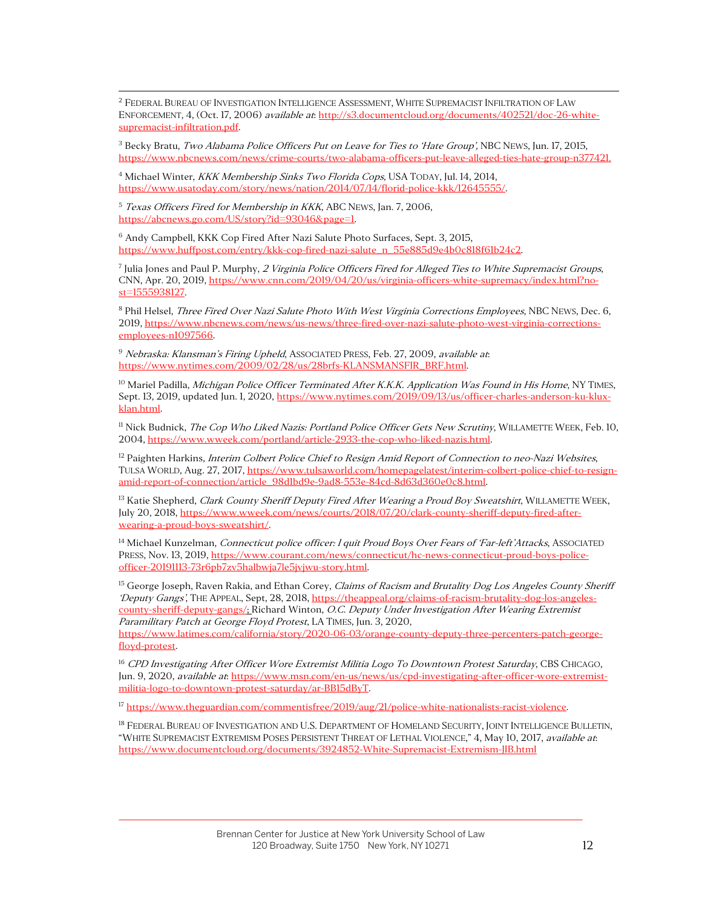[2] Federal Bureau of Investigation Intelligence Assessment, White Supremacist Infiltration of Law Enforcement, 4, (Oct. 17, 2006) *available at*: http://s3.documentcloud.org/documents/402521/doc-26-white-supremacist-infiltration.pdf.

[3] Becky Bratu, *Two Alabama Police Officers Put on Leave for Ties to 'Hate Group'*, NBC News, Jun. 17, 2015, https://www.nbcnews.com/news/crime-courts/two-alabama-officers-put-leave-alleged-ties-hate-group-n377421.

[4] Michael Winter, *KKK Membership Sinks Two Florida Cops*, USA Today, Jul. 14, 2014, https://www.usatoday.com/story/news/nation/2014/07/14/florid-police-kkk/12645555/.

[5] *Texas Officers Fired for Membership in KKK*, ABC News, Jan. 7, 2006, https://abcnews.go.com/US/story?id=93046&page=1.

[6] Andy Campbell, KKK Cop Fired After Nazi Salute Photo Surfaces, Sept. 3, 2015, https://www.huffpost.com/entry/kkk-cop-fired-nazi-salute_n_55e885d9e4b0c818f61b24c2.

[7] Julia Jones and Paul P. Murphy, *2 Virginia Police Officers Fired for Alleged Ties to White Supremacist Groups*, CNN, Apr. 20, 2019, https://www.cnn.com/2019/04/20/us/virginia-officers-white-supremacy/index.html?no-st=1555938127.

[8] Phil Helsel, *Three Fired Over Nazi Salute Photo With West Virginia Corrections Employees*, NBC News, Dec. 6, 2019, https://www.nbcnews.com/news/us-news/three-fired-over-nazi-salute-photo-west-virginia-corrections-employees-n1097566.

[9] *Nebraska: Klansman's Firing Upheld*, Associated Press, Feb. 27, 2009, *available at*: https://www.nytimes.com/2009/02/28/us/28brfs-KLANSMANSFIR_BRF.html.

[10] Mariel Padilla, *Michigan Police Officer Terminated After K.K.K. Application Was Found in His Home*, NY Times, Sept. 13, 2019, updated Jun. 1, 2020, https://www.nytimes.com/2019/09/13/us/officer-charles-anderson-ku-klux-klan.html.

[11] Nick Budnick, *The Cop Who Liked Nazis: Portland Police Officer Gets New Scrutiny*, Willamette Week, Feb. 10, 2004, https://www.wweek.com/portland/article-2933-the-cop-who-liked-nazis.html.

[12] Paighten Harkins, *Interim Colbert Police Chief to Resign Amid Report of Connection to neo-Nazi Websites*, Tulsa World, Aug. 27, 2017, https://www.tulsaworld.com/homepagelatest/interim-colbert-police-chief-to-resign-amid-report-of-connection/article_98d1bd9e-9ad8-553e-84cd-8d63d360e0c8.html.

[13] Katie Shepherd, *Clark County Sheriff Deputy Fired After Wearing a Proud Boy Sweatshirt*, Willamette Week, July 20, 2018, https://www.wweek.com/news/courts/2018/07/20/clark-county-sheriff-deputy-fired-after-wearing-a-proud-boys-sweatshirt/.

[14] Michael Kunzelman, *Connecticut police officer: I quit Proud Boys Over Fears of 'Far-left' Attacks*, Associated Press, Nov. 13, 2019, https://www.courant.com/news/connecticut/hc-news-connecticut-proud-boys-police-officer-20191113-73r6pb7zv5halbwja7le5jvjwu-story.html.

[15] George Joseph, Raven Rakia, and Ethan Corey, *Claims of Racism and Brutality Dog Los Angeles County Sheriff 'Deputy Gangs'*, The Appeal, Sept, 28, 2018, https://theappeal.org/claims-of-racism-brutality-dog-los-angeles-county-sheriff-deputy-gangs/; Richard Winton, *O.C. Deputy Under Investigation After Wearing Extremist Paramilitary Patch at George Floyd Protest*, LA Times, Jun. 3, 2020, https://www.latimes.com/california/story/2020-06-03/orange-county-deputy-three-percenters-patch-george-floyd-protest.

[16] *CPD Investigating After Officer Wore Extremist Militia Logo To Downtown Protest Saturday*, CBS Chicago, Jun. 9, 2020, *available at*: https://www.msn.com/en-us/news/us/cpd-investigating-after-officer-wore-extremist-militia-logo-to-downtown-protest-saturday/ar-BB15dByT.

[17] https://www.theguardian.com/commentisfree/2019/aug/21/police-white-nationalists-racist-violence.

[18] Federal Bureau of Investigation and U.S. Department of Homeland Security, Joint Intelligence Bulletin, "White Supremacist Extremism Poses Persistent Threat of Lethal Violence," 4, May 10, 2017, *available at*: https://www.documentcloud.org/documents/3924852-White-Supremacist-Extremism-JIB.html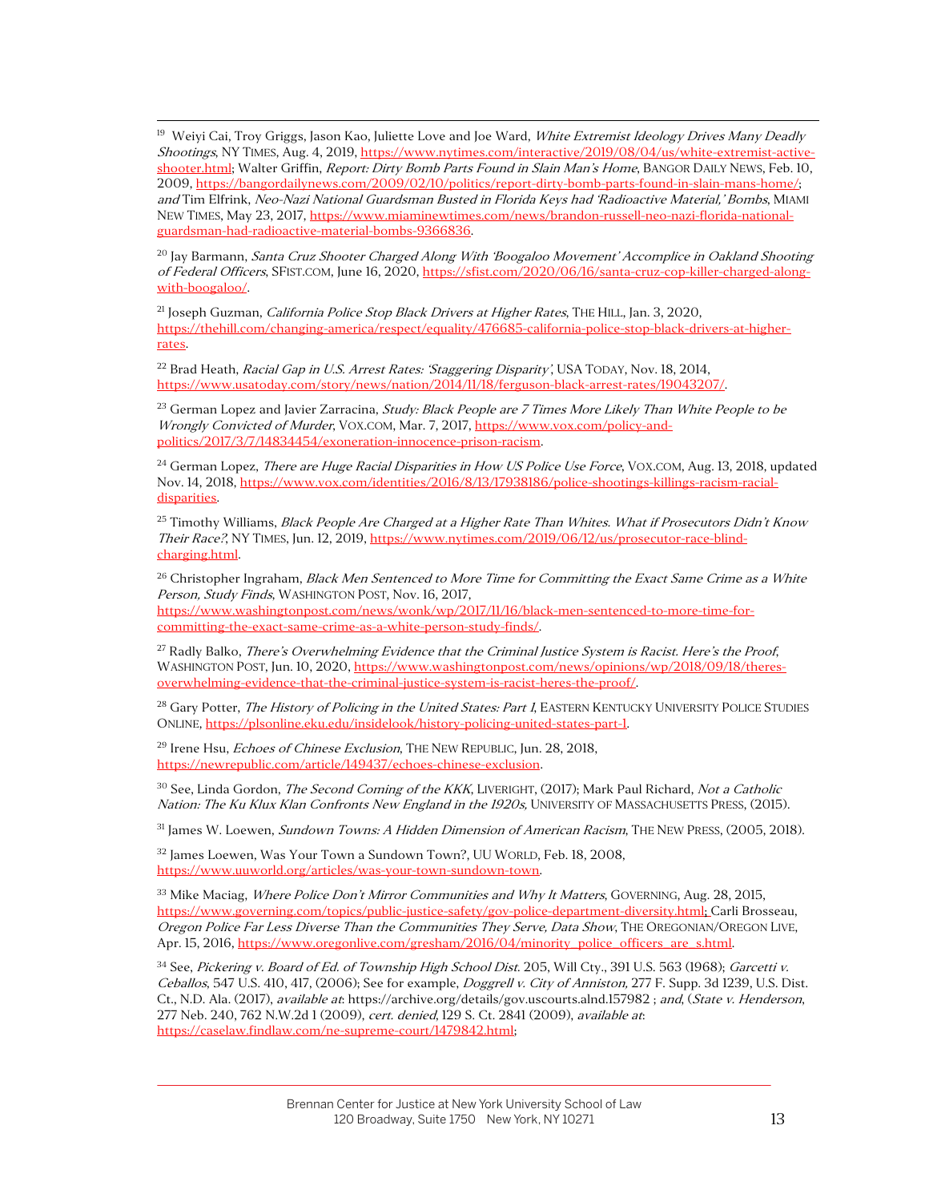[19] Weiyi Cai, Troy Griggs, Jason Kao, Juliette Love and Joe Ward, *White Extremist Ideology Drives Many Deadly Shootings*, NY TIMES, Aug. 4, 2019, https://www.nytimes.com/interactive/2019/08/04/us/white-extremist-active-shooter.html; Walter Griffin, *Report: Dirty Bomb Parts Found in Slain Man's Home*, BANGOR DAILY NEWS, Feb. 10, 2009, https://bangordailynews.com/2009/02/10/politics/report-dirty-bomb-parts-found-in-slain-mans-home/; *and* Tim Elfrink, *Neo-Nazi National Guardsman Busted in Florida Keys had 'Radioactive Material,' Bombs*, MIAMI NEW TIMES, May 23, 2017, https://www.miaminewtimes.com/news/brandon-russell-neo-nazi-florida-national-guardsman-had-radioactive-material-bombs-9366836.

[20] Jay Barmann, *Santa Cruz Shooter Charged Along With 'Boogaloo Movement' Accomplice in Oakland Shooting of Federal Officers*, SFIST.COM, June 16, 2020, https://sfist.com/2020/06/16/santa-cruz-cop-killer-charged-along-with-boogaloo/.

[21] Joseph Guzman, *California Police Stop Black Drivers at Higher Rates*, THE HILL, Jan. 3, 2020, https://thehill.com/changing-america/respect/equality/476685-california-police-stop-black-drivers-at-higher-rates.

[22] Brad Heath, *Racial Gap in U.S. Arrest Rates: 'Staggering Disparity'*, USA TODAY, Nov. 18, 2014, https://www.usatoday.com/story/news/nation/2014/11/18/ferguson-black-arrest-rates/19043207/.

[23] German Lopez and Javier Zarracina, *Study: Black People are 7 Times More Likely Than White People to be Wrongly Convicted of Murder*, VOX.COM, Mar. 7, 2017, https://www.vox.com/policy-and-politics/2017/3/7/14834454/exoneration-innocence-prison-racism.

[24] German Lopez, *There are Huge Racial Disparities in How US Police Use Force*, VOX.COM, Aug. 13, 2018, updated Nov. 14, 2018, https://www.vox.com/identities/2016/8/13/17938186/police-shootings-killings-racism-racial-disparities.

[25] Timothy Williams, *Black People Are Charged at a Higher Rate Than Whites. What if Prosecutors Didn't Know Their Race?*, NY TIMES, Jun. 12, 2019, https://www.nytimes.com/2019/06/12/us/prosecutor-race-blind-charging.html.

[26] Christopher Ingraham, *Black Men Sentenced to More Time for Committing the Exact Same Crime as a White Person, Study Finds*, WASHINGTON POST, Nov. 16, 2017, https://www.washingtonpost.com/news/wonk/wp/2017/11/16/black-men-sentenced-to-more-time-for-committing-the-exact-same-crime-as-a-white-person-study-finds/.

[27] Radly Balko, *There's Overwhelming Evidence that the Criminal Justice System is Racist. Here's the Proof*, WASHINGTON POST, Jun. 10, 2020, https://www.washingtonpost.com/news/opinions/wp/2018/09/18/theres-overwhelming-evidence-that-the-criminal-justice-system-is-racist-heres-the-proof/.

[28] Gary Potter, *The History of Policing in the United States: Part 1*, EASTERN KENTUCKY UNIVERSITY POLICE STUDIES ONLINE, https://plsonline.eku.edu/insidelook/history-policing-united-states-part-1.

[29] Irene Hsu, *Echoes of Chinese Exclusion*, THE NEW REPUBLIC, Jun. 28, 2018, https://newrepublic.com/article/149437/echoes-chinese-exclusion.

[30] See, Linda Gordon, *The Second Coming of the KKK*, LIVERIGHT, (2017); Mark Paul Richard, *Not a Catholic Nation: The Ku Klux Klan Confronts New England in the 1920s,* UNIVERSITY OF MASSACHUSETTS PRESS, (2015).

[31] James W. Loewen, *Sundown Towns: A Hidden Dimension of American Racism,* THE NEW PRESS, (2005, 2018).

[32] James Loewen, Was Your Town a Sundown Town?, UU WORLD, Feb. 18, 2008, https://www.uuworld.org/articles/was-your-town-sundown-town.

[33] Mike Maciag, *Where Police Don't Mirror Communities and Why It Matters*, GOVERNING, Aug. 28, 2015, https://www.governing.com/topics/public-justice-safety/gov-police-department-diversity.html; Carli Brosseau, *Oregon Police Far Less Diverse Than the Communities They Serve, Data Show*, THE OREGONIAN/OREGON LIVE, Apr. 15, 2016, https://www.oregonlive.com/gresham/2016/04/minority_police_officers_are_s.html.

[34] See, *Pickering v. Board of Ed. of Township High School Dist.* 205, Will Cty., 391 U.S. 563 (1968); *Garcetti v. Ceballos*, 547 U.S. 410, 417, (2006); See for example, *Doggrell v. City of Anniston,* 277 F. Supp. 3d 1239, U.S. Dist. Ct., N.D. Ala. (2017), *available at*: https://archive.org/details/gov.uscourts.alnd.157982 ; *and*, (*State v. Henderson*, 277 Neb. 240, 762 N.W.2d 1 (2009), *cert. denied*, 129 S. Ct. 2841 (2009), *available at*: https://caselaw.findlaw.com/ne-supreme-court/1479842.html;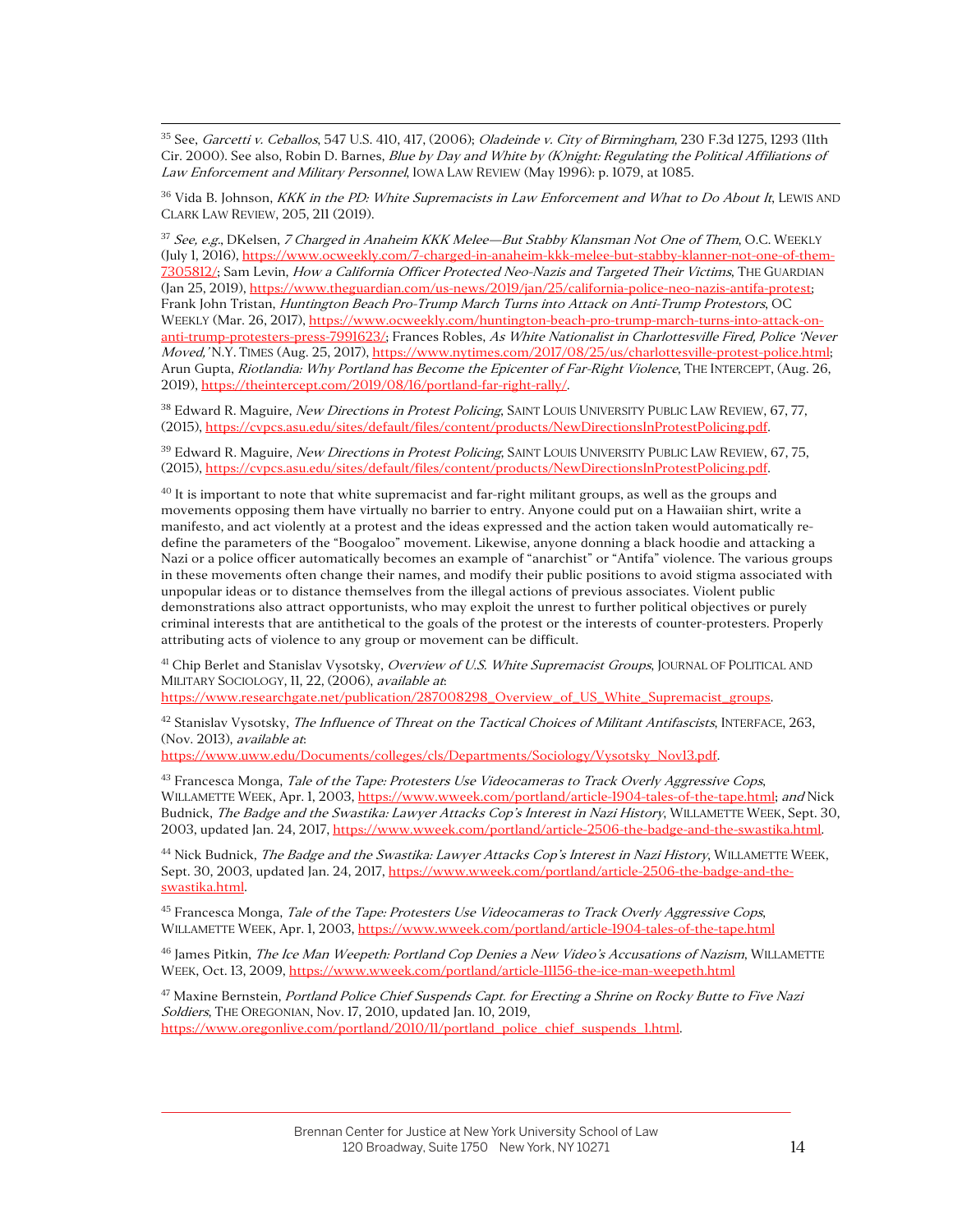[35] See, *Garcetti v. Ceballos*, 547 U.S. 410, 417, (2006); *Oladeinde v. City of Birmingham*, 230 F.3d 1275, 1293 (11th Cir. 2000). See also, Robin D. Barnes, *Blue by Day and White by (K)night: Regulating the Political Affiliations of Law Enforcement and Military Personnel*, IOWA LAW REVIEW (May 1996): p. 1079, at 1085.

[36] Vida B. Johnson, *KKK in the PD: White Supremacists in Law Enforcement and What to Do About It*, LEWIS AND CLARK LAW REVIEW, 205, 211 (2019).

[37] *See, e.g.*, DKelsen, *7 Charged in Anaheim KKK Melee—But Stabby Klansman Not One of Them*, O.C. WEEKLY (July 1, 2016), https://www.ocweekly.com/7-charged-in-anaheim-kkk-melee-but-stabby-klanner-not-one-of-them-7305812/; Sam Levin, *How a California Officer Protected Neo-Nazis and Targeted Their Victims*, THE GUARDIAN (Jan 25, 2019), https://www.theguardian.com/us-news/2019/jan/25/california-police-neo-nazis-antifa-protest; Frank John Tristan, *Huntington Beach Pro-Trump March Turns into Attack on Anti-Trump Protestors*, OC WEEKLY (Mar. 26, 2017), https://www.ocweekly.com/huntington-beach-pro-trump-march-turns-into-attack-on-anti-trump-protesters-press-7991623/; Frances Robles, *As White Nationalist in Charlottesville Fired, Police 'Never Moved,'* N.Y. TIMES (Aug. 25, 2017), https://www.nytimes.com/2017/08/25/us/charlottesville-protest-police.html; Arun Gupta, *Riotlandia: Why Portland has Become the Epicenter of Far-Right Violence*, THE INTERCEPT, (Aug. 26, 2019), https://theintercept.com/2019/08/16/portland-far-right-rally/.

[38] Edward R. Maguire, *New Directions in Protest Policing*, SAINT LOUIS UNIVERSITY PUBLIC LAW REVIEW, 67, 77, (2015), https://cvpcs.asu.edu/sites/default/files/content/products/NewDirectionsInProtestPolicing.pdf.

[39] Edward R. Maguire, *New Directions in Protest Policing*, SAINT LOUIS UNIVERSITY PUBLIC LAW REVIEW, 67, 75, (2015), https://cvpcs.asu.edu/sites/default/files/content/products/NewDirectionsInProtestPolicing.pdf.

[40] It is important to note that white supremacist and far-right militant groups, as well as the groups and movements opposing them have virtually no barrier to entry. Anyone could put on a Hawaiian shirt, write a manifesto, and act violently at a protest and the ideas expressed and the action taken would automatically re-define the parameters of the "Boogaloo" movement. Likewise, anyone donning a black hoodie and attacking a Nazi or a police officer automatically becomes an example of "anarchist" or "Antifa" violence. The various groups in these movements often change their names, and modify their public positions to avoid stigma associated with unpopular ideas or to distance themselves from the illegal actions of previous associates. Violent public demonstrations also attract opportunists, who may exploit the unrest to further political objectives or purely criminal interests that are antithetical to the goals of the protest or the interests of counter-protesters. Properly attributing acts of violence to any group or movement can be difficult.

[41] Chip Berlet and Stanislav Vysotsky, *Overview of U.S. White Supremacist Groups*, JOURNAL OF POLITICAL AND MILITARY SOCIOLOGY, 11, 22, (2006), *available at*: https://www.researchgate.net/publication/287008298_Overview_of_US_White_Supremacist_groups.

[42] Stanislav Vysotsky, *The Influence of Threat on the Tactical Choices of Militant Antifascists*, INTERFACE, 263, (Nov. 2013), *available at*: https://www.uww.edu/Documents/colleges/cls/Departments/Sociology/Vysotsky_Nov13.pdf.

[43] Francesca Monga, *Tale of the Tape: Protesters Use Videocameras to Track Overly Aggressive Cops*, WILLAMETTE WEEK, Apr. 1, 2003, https://www.wweek.com/portland/article-1904-tales-of-the-tape.html; *and* Nick Budnick, *The Badge and the Swastika: Lawyer Attacks Cop's Interest in Nazi History*, WILLAMETTE WEEK, Sept. 30, 2003, updated Jan. 24, 2017, https://www.wweek.com/portland/article-2506-the-badge-and-the-swastika.html.

[44] Nick Budnick, *The Badge and the Swastika: Lawyer Attacks Cop's Interest in Nazi History*, WILLAMETTE WEEK, Sept. 30, 2003, updated Jan. 24, 2017, https://www.wweek.com/portland/article-2506-the-badge-and-the-swastika.html.

[45] Francesca Monga, *Tale of the Tape: Protesters Use Videocameras to Track Overly Aggressive Cops*, WILLAMETTE WEEK, Apr. 1, 2003, https://www.wweek.com/portland/article-1904-tales-of-the-tape.html

[46] James Pitkin, *The Ice Man Weepeth: Portland Cop Denies a New Video's Accusations of Nazism*, WILLAMETTE WEEK, Oct. 13, 2009, https://www.wweek.com/portland/article-11156-the-ice-man-weepeth.html

[47] Maxine Bernstein, *Portland Police Chief Suspends Capt. for Erecting a Shrine on Rocky Butte to Five Nazi Soldiers*, THE OREGONIAN, Nov. 17, 2010, updated Jan. 10, 2019, https://www.oregonlive.com/portland/2010/11/portland_police_chief_suspends_1.html.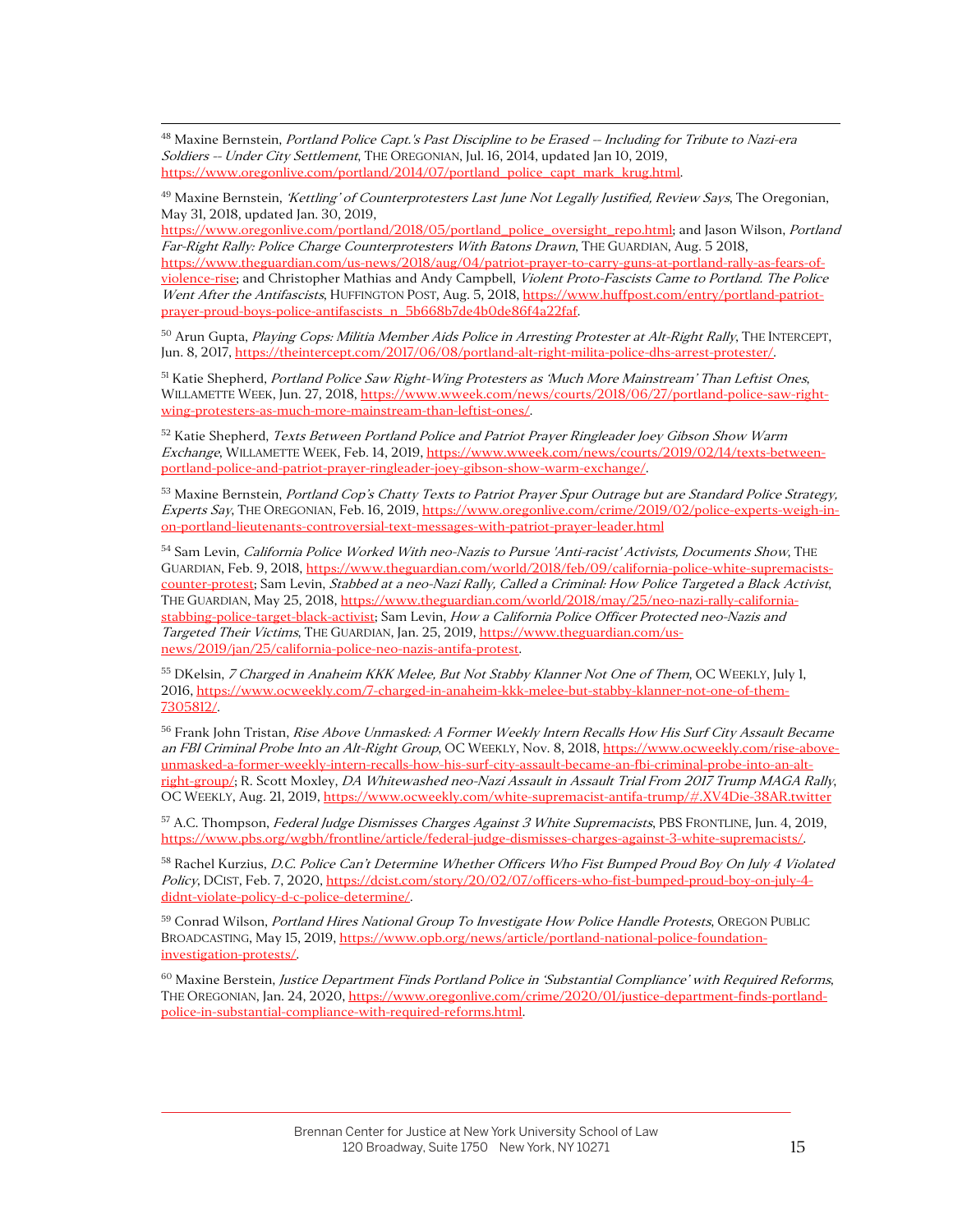[48] Maxine Bernstein, *Portland Police Capt.'s Past Discipline to be Erased -- Including for Tribute to Nazi-era Soldiers -- Under City Settlement*, THE OREGONIAN, Jul. 16, 2014, updated Jan 10, 2019, https://www.oregonlive.com/portland/2014/07/portland_police_capt_mark_krug.html.

[49] Maxine Bernstein, *'Kettling' of Counterprotesters Last June Not Legally Justified, Review Says*, The Oregonian, May 31, 2018, updated Jan. 30, 2019, https://www.oregonlive.com/portland/2018/05/portland_police_oversight_repo.html; and Jason Wilson, *Portland Far-Right Rally: Police Charge Counterprotesters With Batons Drawn*, THE GUARDIAN, Aug. 5 2018, https://www.theguardian.com/us-news/2018/aug/04/patriot-prayer-to-carry-guns-at-portland-rally-as-fears-of-violence-rise; and Christopher Mathias and Andy Campbell, *Violent Proto-Fascists Came to Portland. The Police Went After the Antifascists*, HUFFINGTON POST, Aug. 5, 2018, https://www.huffpost.com/entry/portland-patriot-prayer-proud-boys-police-antifascists_n_5b668b7de4b0de86f4a22faf.

[50] Arun Gupta, *Playing Cops: Militia Member Aids Police in Arresting Protester at Alt-Right Rally*, THE INTERCEPT, Jun. 8, 2017, https://theintercept.com/2017/06/08/portland-alt-right-milita-police-dhs-arrest-protester/.

[51] Katie Shepherd, *Portland Police Saw Right-Wing Protesters as 'Much More Mainstream' Than Leftist Ones*, WILLAMETTE WEEK, Jun. 27, 2018, https://www.wweek.com/news/courts/2018/06/27/portland-police-saw-right-wing-protesters-as-much-more-mainstream-than-leftist-ones/.

[52] Katie Shepherd, *Texts Between Portland Police and Patriot Prayer Ringleader Joey Gibson Show Warm Exchange*, WILLAMETTE WEEK, Feb. 14, 2019, https://www.wweek.com/news/courts/2019/02/14/texts-between-portland-police-and-patriot-prayer-ringleader-joey-gibson-show-warm-exchange/.

[53] Maxine Bernstein, *Portland Cop's Chatty Texts to Patriot Prayer Spur Outrage but are Standard Police Strategy, Experts Say*, THE OREGONIAN, Feb. 16, 2019, https://www.oregonlive.com/crime/2019/02/police-experts-weigh-in-on-portland-lieutenants-controversial-text-messages-with-patriot-prayer-leader.html

[54] Sam Levin, *California Police Worked With neo-Nazis to Pursue 'Anti-racist' Activists, Documents Show*, THE GUARDIAN, Feb. 9, 2018, https://www.theguardian.com/world/2018/feb/09/california-police-white-supremacists-counter-protest; Sam Levin, *Stabbed at a neo-Nazi Rally, Called a Criminal: How Police Targeted a Black Activist*, THE GUARDIAN, May 25, 2018, https://www.theguardian.com/world/2018/may/25/neo-nazi-rally-california-stabbing-police-target-black-activist; Sam Levin, *How a California Police Officer Protected neo-Nazis and Targeted Their Victims*, THE GUARDIAN, Jan. 25, 2019, https://www.theguardian.com/us-news/2019/jan/25/california-police-neo-nazis-antifa-protest.

[55] DKelsin, *7 Charged in Anaheim KKK Melee, But Not Stabby Klanner Not One of Them*, OC WEEKLY, July 1, 2016, https://www.ocweekly.com/7-charged-in-anaheim-kkk-melee-but-stabby-klanner-not-one-of-them-7305812/.

[56] Frank John Tristan, *Rise Above Unmasked: A Former Weekly Intern Recalls How His Surf City Assault Became an FBI Criminal Probe Into an Alt-Right Group*, OC WEEKLY, Nov. 8, 2018, https://www.ocweekly.com/rise-above-unmasked-a-former-weekly-intern-recalls-how-his-surf-city-assault-became-an-fbi-criminal-probe-into-an-alt-right-group/; R. Scott Moxley, *DA Whitewashed neo-Nazi Assault in Assault Trial From 2017 Trump MAGA Rally*, OC WEEKLY, Aug. 21, 2019, https://www.ocweekly.com/white-supremacist-antifa-trump/#.XV4Die-38AR.twitter

[57] A.C. Thompson, *Federal Judge Dismisses Charges Against 3 White Supremacists*, PBS FRONTLINE, Jun. 4, 2019, https://www.pbs.org/wgbh/frontline/article/federal-judge-dismisses-charges-against-3-white-supremacists/.

[58] Rachel Kurzius, *D.C. Police Can't Determine Whether Officers Who Fist Bumped Proud Boy On July 4 Violated Policy*, DCIST, Feb. 7, 2020, https://dcist.com/story/20/02/07/officers-who-fist-bumped-proud-boy-on-july-4-didnt-violate-policy-d-c-police-determine/.

[59] Conrad Wilson, *Portland Hires National Group To Investigate How Police Handle Protests*, OREGON PUBLIC BROADCASTING, May 15, 2019, https://www.opb.org/news/article/portland-national-police-foundation-investigation-protests/.

[60] Maxine Berstein, *Justice Department Finds Portland Police in 'Substantial Compliance' with Required Reforms*, THE OREGONIAN, Jan. 24, 2020, https://www.oregonlive.com/crime/2020/01/justice-department-finds-portland-police-in-substantial-compliance-with-required-reforms.html.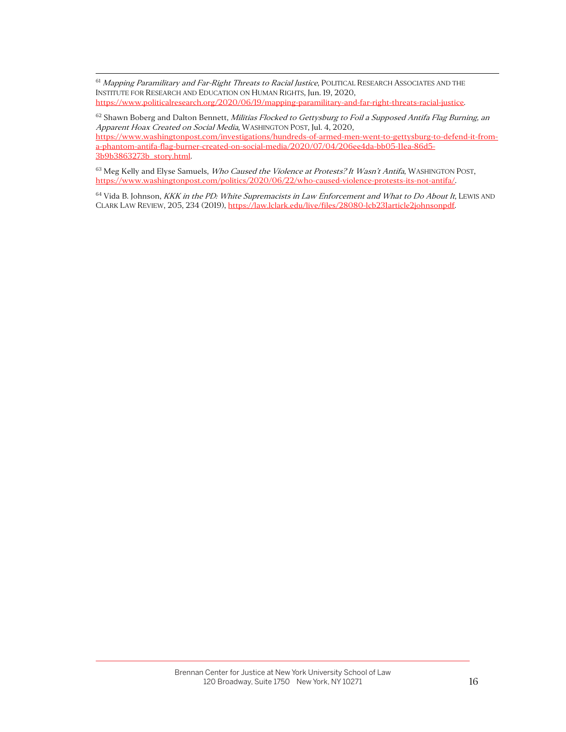[61] *Mapping Paramilitary and Far-Right Threats to Racial Justice*, POLITICAL RESEARCH ASSOCIATES AND THE INSTITUTE FOR RESEARCH AND EDUCATION ON HUMAN RIGHTS, Jun. 19, 2020, https://www.politicalresearch.org/2020/06/19/mapping-paramilitary-and-far-right-threats-racial-justice.

[62] Shawn Boberg and Dalton Bennett, *Militias Flocked to Gettysburg to Foil a Supposed Antifa Flag Burning, an Apparent Hoax Created on Social Media*, WASHINGTON POST, Jul. 4, 2020, https://www.washingtonpost.com/investigations/hundreds-of-armed-men-went-to-gettysburg-to-defend-it-from-a-phantom-antifa-flag-burner-created-on-social-media/2020/07/04/206ee4da-bb05-11ea-86d5-3b9b3863273b_story.html.

[63] Meg Kelly and Elyse Samuels, *Who Caused the Violence at Protests? It Wasn't Antifa*, WASHINGTON POST, https://www.washingtonpost.com/politics/2020/06/22/who-caused-violence-protests-its-not-antifa/.

[64] Vida B. Johnson, *KKK in the PD: White Supremacists in Law Enforcement and What to Do About It*, LEWIS AND CLARK LAW REVIEW, 205, 234 (2019), https://law.lclark.edu/live/files/28080-lcb231article2johnsonpdf.